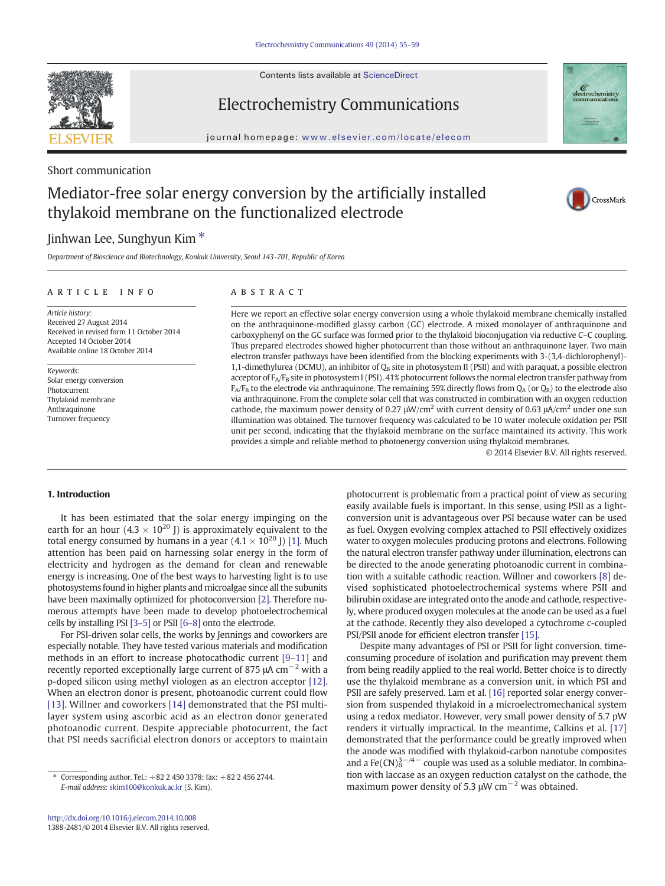Short communication

# Mediator-free solar energy conversion by the artificially installed thylakoid membrane on the functionalized electrode

Jinhwan Lee, Sunghyun Kim *

*Department of Bioscience and Biotechnology, Konkuk University, Seoul 143-701, Republic of Korea*

## ARTICLE INFO

*Article history:*
Received 27 August 2014
Received in revised form 11 October 2014
Accepted 14 October 2014
Available online 18 October 2014

*Keywords:*
Solar energy conversion
Photocurrent
Thylakoid membrane
Anthraquinone
Turnover frequency

## ABSTRACT

Here we report an effective solar energy conversion using a whole thylakoid membrane chemically installed on the anthraquinone-modified glassy carbon (GC) electrode. A mixed monolayer of anthraquinone and carboxyphenyl on the GC surface was formed prior to the thylakoid bioconjugation via reductive C–C coupling. Thus prepared electrodes showed higher photocurrent than those without an anthraquinone layer. Two main electron transfer pathways have been identified from the blocking experiments with 3-(3,4-dichlorophenyl)-1,1-dimethylurea (DCMU), an inhibitor of $Q_B$ site in photosystem II (PSII) and with paraquat, a possible electron acceptor of $F_A/F_B$ site in photosystem I (PSI). 41% photocurrent follows the normal electron transfer pathway from $F_A/F_B$ to the electrode via anthraquinone. The remaining 59% directly flows from $Q_A$ (or $Q_B$) to the electrode also via anthraquinone. From the complete solar cell that was constructed in combination with an oxygen reduction cathode, the maximum power density of 0.27 μW/cm$^2$ with current density of 0.63 μA/cm$^2$ under one sun illumination was obtained. The turnover frequency was calculated to be 10 water molecule oxidation per PSII unit per second, indicating that the thylakoid membrane on the surface maintained its activity. This work provides a simple and reliable method to photoenergy conversion using thylakoid membranes.

© 2014 Elsevier B.V. All rights reserved.

## 1. Introduction

It has been estimated that the solar energy impinging on the earth for an hour ($4.3 \times 10^{20}$ J) is approximately equivalent to the total energy consumed by humans in a year ($4.1 \times 10^{20}$ J) [1]. Much attention has been paid on harnessing solar energy in the form of electricity and hydrogen as the demand for clean and renewable energy is increasing. One of the best ways to harvesting light is to use photosystems found in higher plants and microalgae since all the subunits have been maximally optimized for photoconversion [2]. Therefore numerous attempts have been made to develop photoelectrochemical cells by installing PSI [3–5] or PSII [6–8] onto the electrode.

For PSI-driven solar cells, the works by Jennings and coworkers are especially notable. They have tested various materials and modification methods in an effort to increase photocathodic current [9–11] and recently reported exceptionally large current of 875 μA cm$^{-2}$ with a p-doped silicon using methyl viologen as an electron acceptor [12]. When an electron donor is present, photoanodic current could flow [13]. Willner and coworkers [14] demonstrated that the PSI multilayer system using ascorbic acid as an electron donor generated photoanodic current. Despite appreciable photocurrent, the fact that PSI needs sacrificial electron donors or acceptors to maintain photocurrent is problematic from a practical point of view as securing easily available fuels is important. In this sense, using PSII as a light-conversion unit is advantageous over PSI because water can be used as fuel. Oxygen evolving complex attached to PSII effectively oxidizes water to oxygen molecules producing protons and electrons. Following the natural electron transfer pathway under illumination, electrons can be directed to the anode generating photoanodic current in combination with a suitable cathodic reaction. Willner and coworkers [8] devised sophisticated photoelectrochemical systems where PSII and bilirubin oxidase are integrated onto the anode and cathode, respectively, where produced oxygen molecules at the anode can be used as a fuel at the cathode. Recently they also developed a cytochrome c-coupled PSI/PSII anode for efficient electron transfer [15].

Despite many advantages of PSI or PSII for light conversion, time-consuming procedure of isolation and purification may prevent them from being readily applied to the real world. Better choice is to directly use the thylakoid membrane as a conversion unit, in which PSI and PSII are safely preserved. Lam et al. [16] reported solar energy conversion from suspended thylakoid in a microelectromechanical system using a redox mediator. However, very small power density of 5.7 pW renders it virtually impractical. In the meantime, Calkins et al. [17] demonstrated that the performance could be greatly improved when the anode was modified with thylakoid-carbon nanotube composites and a $Fe(CN)_6^{3-/4-}$ couple was used as a soluble mediator. In combination with laccase as an oxygen reduction catalyst on the cathode, the maximum power density of 5.3 μW cm$^{-2}$ was obtained.

* Corresponding author. Tel.: +82 2 450 3378; fax: +82 2 456 2744.
*E-mail address:* skim100@konkuk.ac.kr (S. Kim).

http://dx.doi.org/10.1016/j.elecom.2014.10.008
1388-2481/© 2014 Elsevier B.V. All rights reserved.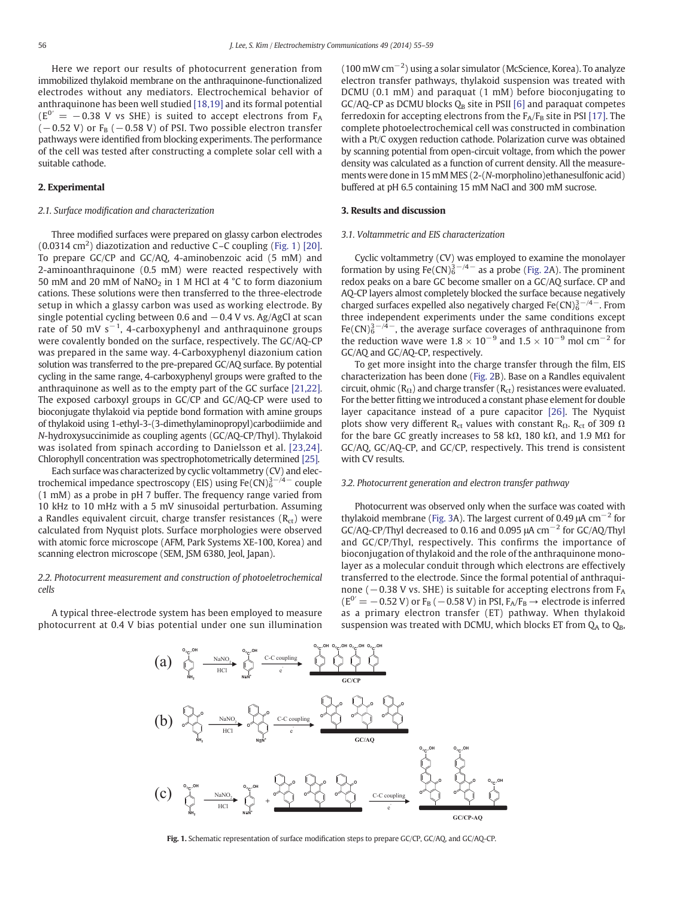Here we report our results of photocurrent generation from immobilized thylakoid membrane on the anthraquinone-functionalized electrodes without any mediators. Electrochemical behavior of anthraquinone has been well studied [18,19] and its formal potential ($E^{0'} = -0.38$ V vs SHE) is suited to accept electrons from $F_A$ ($-0.52$ V) or $F_B$ ($-0.58$ V) of PSI. Two possible electron transfer pathways were identified from blocking experiments. The performance of the cell was tested after constructing a complete solar cell with a suitable cathode.

## 2. Experimental

### 2.1. Surface modification and characterization

Three modified surfaces were prepared on glassy carbon electrodes ($0.0314$ cm$^2$) diazotization and reductive C–C coupling (Fig. 1) [20]. To prepare GC/CP and GC/AQ, 4-aminobenzoic acid (5 mM) and 2-aminoanthraquinone (0.5 mM) were reacted respectively with 50 mM and 20 mM of $NaNO_2$ in 1 M HCl at 4 °C to form diazonium cations. These solutions were then transferred to the three-electrode setup in which a glassy carbon was used as working electrode. By single potential cycling between 0.6 and −0.4 V vs. Ag/AgCl at scan rate of 50 mV $s^{-1}$, 4-carboxyphenyl and anthraquinone groups were covalently bonded on the surface, respectively. The GC/AQ-CP was prepared in the same way. 4-Carboxyphenyl diazonium cation solution was transferred to the pre-prepared GC/AQ surface. By potential cycling in the same range, 4-carboxyphenyl groups were grafted to the anthraquinone as well as to the empty part of the GC surface [21,22]. The exposed carboxyl groups in GC/CP and GC/AQ-CP were used to bioconjugate thylakoid via peptide bond formation with amine groups of thylakoid using 1-ethyl-3-(3-dimethylaminopropyl)carbodiimide and *N*-hydroxysuccinimide as coupling agents (GC/AQ-CP/Thyl). Thylakoid was isolated from spinach according to Danielsson et al. [23,24]. Chlorophyll concentration was spectrophotometrically determined [25].

Each surface was characterized by cyclic voltammetry (CV) and electrochemical impedance spectroscopy (EIS) using $Fe(CN)_6^{3-/4-}$ couple (1 mM) as a probe in pH 7 buffer. The frequency range varied from 10 kHz to 10 mHz with a 5 mV sinusoidal perturbation. Assuming a Randles equivalent circuit, charge transfer resistances ($R_{ct}$) were calculated from Nyquist plots. Surface morphologies were observed with atomic force microscope (AFM, Park Systems XE-100, Korea) and scanning electron microscope (SEM, JSM 6380, Jeol, Japan).

### 2.2. Photocurrent measurement and construction of photoeletrochemical cells

A typical three-electrode system has been employed to measure photocurrent at 0.4 V bias potential under one sun illumination (100 mW cm$^{-2}$) using a solar simulator (McScience, Korea). To analyze electron transfer pathways, thylakoid suspension was treated with DCMU (0.1 mM) and paraquat (1 mM) before bioconjugating to GC/AQ-CP as DCMU blocks $Q_B$ site in PSII [6] and paraquat competes ferredoxin for accepting electrons from the $F_A$/$F_B$ site in PSI [17]. The complete photoelectrochemical cell was constructed in combination with a Pt/C oxygen reduction cathode. Polarization curve was obtained by scanning potential from open-circuit voltage, from which the power density was calculated as a function of current density. All the measurements were done in 15 mM MES (2-(*N*-morpholino)ethanesulfonic acid) buffered at pH 6.5 containing 15 mM NaCl and 300 mM sucrose.

## 3. Results and discussion

### 3.1. Voltammetric and EIS characterization

Cyclic voltammetry (CV) was employed to examine the monolayer formation by using $Fe(CN)_6^{3-/4-}$ as a probe (Fig. 2A). The prominent redox peaks on a bare GC become smaller on a GC/AQ surface. CP and AQ-CP layers almost completely blocked the surface because negatively charged surfaces expelled also negatively charged $Fe(CN)_6^{3-/4-}$. From three independent experiments under the same conditions except $Fe(CN)_6^{3-/4-}$, the average surface coverages of anthraquinone from the reduction wave were $1.8 \times 10^{-9}$ and $1.5 \times 10^{-9}$ mol cm$^{-2}$ for GC/AQ and GC/AQ-CP, respectively.

To get more insight into the charge transfer through the film, EIS characterization has been done (Fig. 2B). Base on a Randles equivalent circuit, ohmic ($R_\Omega$) and charge transfer ($R_{ct}$) resistances were evaluated. For the better fitting we introduced a constant phase element for double layer capacitance instead of a pure capacitor [26]. The Nyquist plots show very different $R_{ct}$ values with constant $R_\Omega$. $R_{ct}$ of 309 Ω for the bare GC greatly increases to 58 kΩ, 180 kΩ, and 1.9 MΩ for GC/AQ, GC/AQ-CP, and GC/CP, respectively. This trend is consistent with CV results.

### 3.2. Photocurrent generation and electron transfer pathway

Photocurrent was observed only when the surface was coated with thylakoid membrane (Fig. 3A). The largest current of 0.49 μA cm$^{-2}$ for GC/AQ-CP/Thyl decreased to 0.16 and 0.095 μA cm$^{-2}$ for GC/AQ/Thyl and GC/CP/Thyl, respectively. This confirms the importance of bioconjugation of thylakoid and the role of the anthraquinone monolayer as a molecular conduit through which electrons are effectively transferred to the electrode. Since the formal potential of anthraquinone ($-0.38$ V vs. SHE) is suitable for accepting electrons from $F_A$ ($E^{0'} = -0.52$ V) or $F_B$ ($-0.58$ V) in PSI, $F_A$/$F_B$ → electrode is inferred as a primary electron transfer (ET) pathway. When thylakoid suspension was treated with DCMU, which blocks ET from $Q_A$ to $Q_B$,

Fig. 1. Schematic representation of surface modification steps to prepare GC/CP, GC/AQ, and GC/AQ-CP.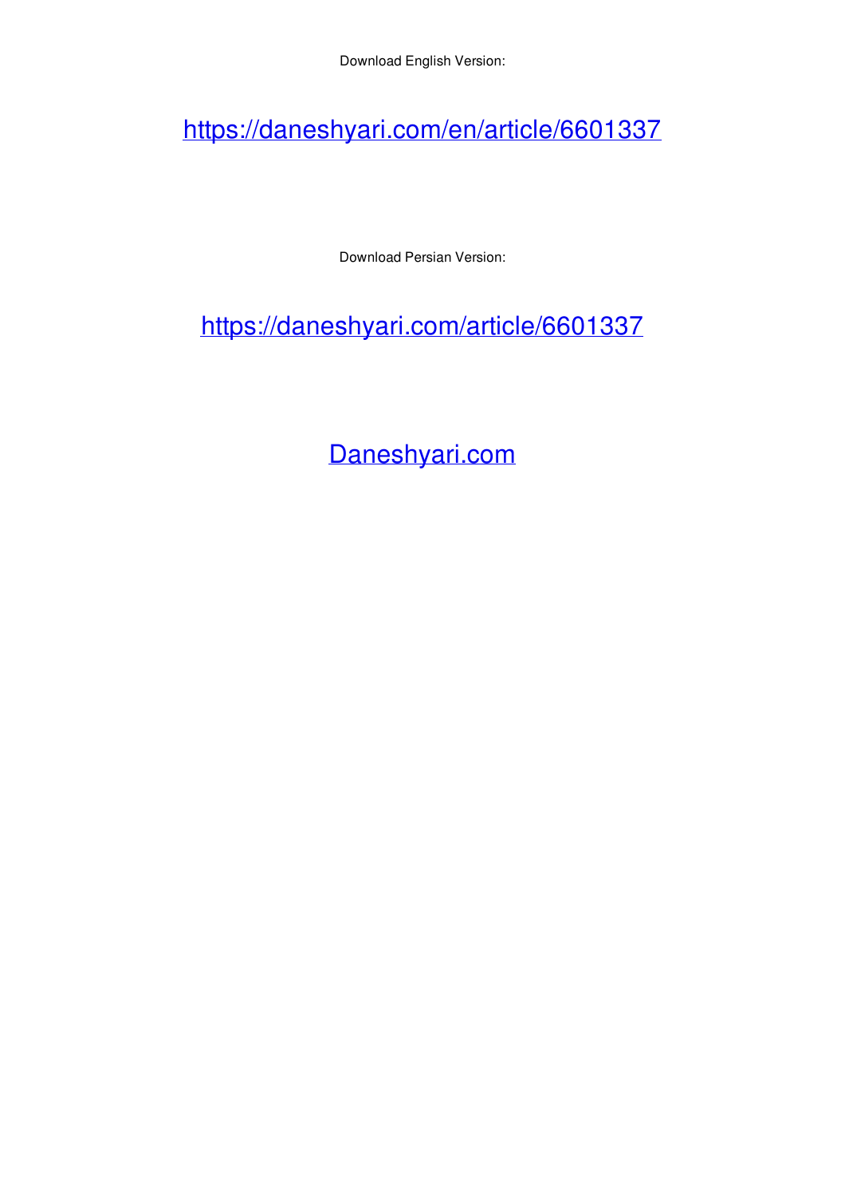Download English Version:

[https://daneshyari.com/en/article/6601337](https://daneshyari.com/en/article/6601337)

Download Persian Version:

[https://daneshyari.com/article/6601337](https://daneshyari.com/article/6601337)

[Daneshyari.com](https://daneshyari.com)